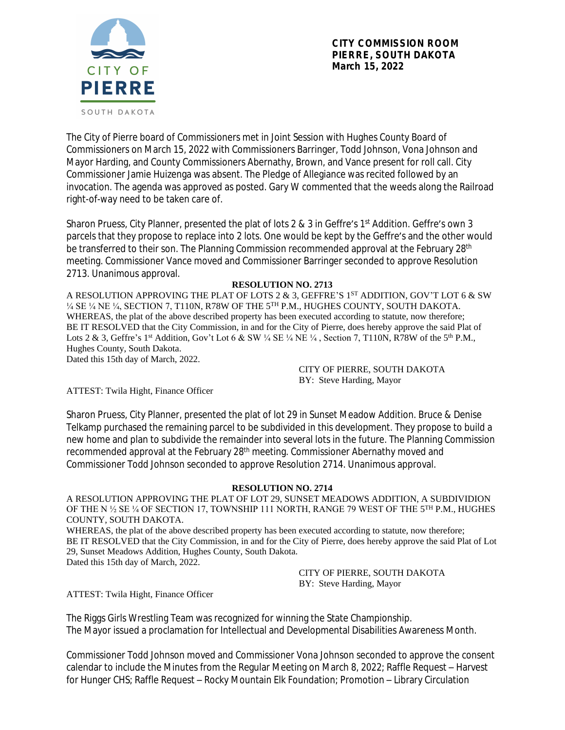**CITY COMMISSION ROOM**
**PIERRE, SOUTH DAKOTA**
**March 15, 2022**

The City of Pierre board of Commissioners met in Joint Session with Hughes County Board of Commissioners on March 15, 2022 with Commissioners Barringer, Todd Johnson, Vona Johnson and Mayor Harding, and County Commissioners Abernathy, Brown, and Vance present for roll call. City Commissioner Jamie Huizenga was absent. The Pledge of Allegiance was recited followed by an invocation. The agenda was approved as posted. Gary W commented that the weeds along the Railroad right-of-way need to be taken care of.

Sharon Pruess, City Planner, presented the plat of lots 2 & 3 in Geffre's 1st Addition. Geffre's own 3 parcels that they propose to replace into 2 lots. One would be kept by the Geffre's and the other would be transferred to their son. The Planning Commission recommended approval at the February 28th meeting. Commissioner Vance moved and Commissioner Barringer seconded to approve Resolution 2713. Unanimous approval.

**RESOLUTION NO. 2713**

A RESOLUTION APPROVING THE PLAT OF LOTS 2 & 3, GEFFRE'S 1ST ADDITION, GOV'T LOT 6 & SW ¼ SE ¼ NE ¼, SECTION 7, T110N, R78W OF THE 5TH P.M., HUGHES COUNTY, SOUTH DAKOTA.

WHEREAS, the plat of the above described property has been executed according to statute, now therefore;

BE IT RESOLVED that the City Commission, in and for the City of Pierre, does hereby approve the said Plat of Lots 2 & 3, Geffre's 1st Addition, Gov't Lot 6 & SW ¼ SE ¼ NE ¼ , Section 7, T110N, R78W of the 5th P.M., Hughes County, South Dakota.

Dated this 15th day of March, 2022.

CITY OF PIERRE, SOUTH DAKOTA
BY: Steve Harding, Mayor

ATTEST: Twila Hight, Finance Officer

Sharon Pruess, City Planner, presented the plat of lot 29 in Sunset Meadow Addition. Bruce & Denise Telkamp purchased the remaining parcel to be subdivided in this development. They propose to build a new home and plan to subdivide the remainder into several lots in the future. The Planning Commission recommended approval at the February 28th meeting. Commissioner Abernathy moved and Commissioner Todd Johnson seconded to approve Resolution 2714. Unanimous approval.

**RESOLUTION NO. 2714**

A RESOLUTION APPROVING THE PLAT OF LOT 29, SUNSET MEADOWS ADDITION, A SUBDIVIDION OF THE N ½ SE ¼ OF SECTION 17, TOWNSHIP 111 NORTH, RANGE 79 WEST OF THE 5TH P.M., HUGHES COUNTY, SOUTH DAKOTA.

WHEREAS, the plat of the above described property has been executed according to statute, now therefore;

BE IT RESOLVED that the City Commission, in and for the City of Pierre, does hereby approve the said Plat of Lot 29, Sunset Meadows Addition, Hughes County, South Dakota.

Dated this 15th day of March, 2022.

CITY OF PIERRE, SOUTH DAKOTA
BY: Steve Harding, Mayor

ATTEST: Twila Hight, Finance Officer

The Riggs Girls Wrestling Team was recognized for winning the State Championship.
The Mayor issued a proclamation for Intellectual and Developmental Disabilities Awareness Month.

Commissioner Todd Johnson moved and Commissioner Vona Johnson seconded to approve the consent calendar to include the Minutes from the Regular Meeting on March 8, 2022; Raffle Request – Harvest for Hunger CHS; Raffle Request – Rocky Mountain Elk Foundation; Promotion – Library Circulation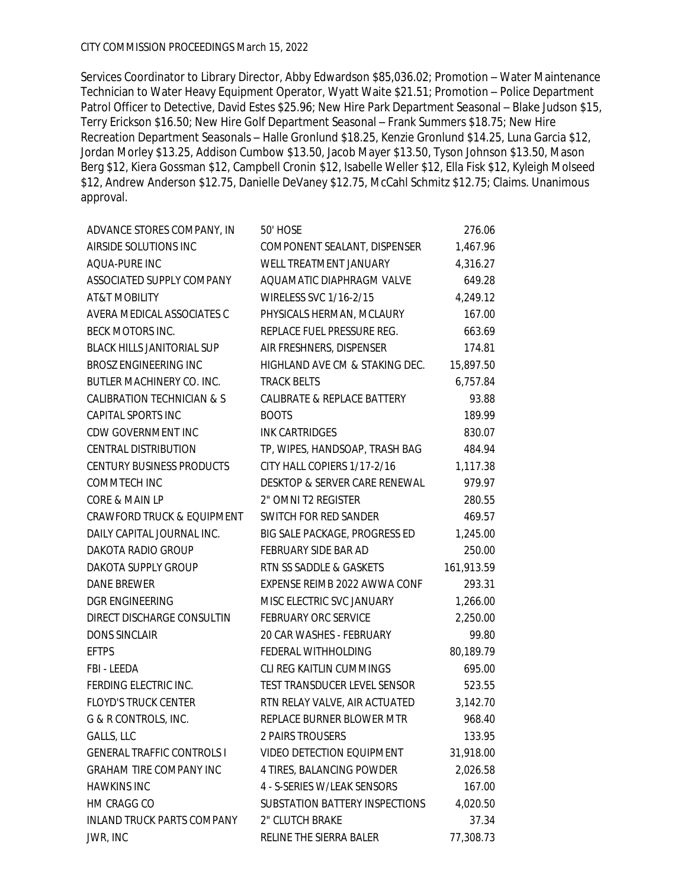CITY COMMISSION PROCEEDINGS March 15, 2022

Services Coordinator to Library Director, Abby Edwardson $85,036.02; Promotion – Water Maintenance Technician to Water Heavy Equipment Operator, Wyatt Waite $21.51; Promotion – Police Department Patrol Officer to Detective, David Estes $25.96; New Hire Park Department Seasonal – Blake Judson $15, Terry Erickson $16.50; New Hire Golf Department Seasonal – Frank Summers $18.75; New Hire Recreation Department Seasonals – Halle Gronlund $18.25, Kenzie Gronlund $14.25, Luna Garcia $12, Jordan Morley $13.25, Addison Cumbow $13.50, Jacob Mayer $13.50, Tyson Johnson $13.50, Mason Berg $12, Kiera Gossman $12, Campbell Cronin $12, Isabelle Weller $12, Ella Fisk $12, Kyleigh Molseed $12, Andrew Anderson $12.75, Danielle DeVaney $12.75, McCahl Schmitz $12.75; Claims. Unanimous approval.

| | | |
|---|---|---|
| ADVANCE STORES COMPANY, IN | 50' HOSE | 276.06 |
| AIRSIDE SOLUTIONS INC | COMPONENT SEALANT, DISPENSER | 1,467.96 |
| AQUA-PURE INC | WELL TREATMENT JANUARY | 4,316.27 |
| ASSOCIATED SUPPLY COMPANY | AQUAMATIC DIAPHRAGM VALVE | 649.28 |
| AT&T MOBILITY | WIRELESS SVC 1/16-2/15 | 4,249.12 |
| AVERA MEDICAL ASSOCIATES C | PHYSICALS HERMAN, MCLAURY | 167.00 |
| BECK MOTORS INC. | REPLACE FUEL PRESSURE REG. | 663.69 |
| BLACK HILLS JANITORIAL SUP | AIR FRESHNERS, DISPENSER | 174.81 |
| BROSZ ENGINEERING INC | HIGHLAND AVE CM & STAKING DEC. | 15,897.50 |
| BUTLER MACHINERY CO. INC. | TRACK BELTS | 6,757.84 |
| CALIBRATION TECHNICIAN & S | CALIBRATE & REPLACE BATTERY | 93.88 |
| CAPITAL SPORTS INC | BOOTS | 189.99 |
| CDW GOVERNMENT INC | INK CARTRIDGES | 830.07 |
| CENTRAL DISTRIBUTION | TP, WIPES, HANDSOAP, TRASH BAG | 484.94 |
| CENTURY BUSINESS PRODUCTS | CITY HALL COPIERS 1/17-2/16 | 1,117.38 |
| COMMTECH INC | DESKTOP & SERVER CARE RENEWAL | 979.97 |
| CORE & MAIN LP | 2" OMNI T2 REGISTER | 280.55 |
| CRAWFORD TRUCK & EQUIPMENT | SWITCH FOR RED SANDER | 469.57 |
| DAILY CAPITAL JOURNAL INC. | BIG SALE PACKAGE, PROGRESS ED | 1,245.00 |
| DAKOTA RADIO GROUP | FEBRUARY SIDE BAR AD | 250.00 |
| DAKOTA SUPPLY GROUP | RTN SS SADDLE & GASKETS | 161,913.59 |
| DANE BREWER | EXPENSE REIMB 2022 AWWA CONF | 293.31 |
| DGR ENGINEERING | MISC ELECTRIC SVC JANUARY | 1,266.00 |
| DIRECT DISCHARGE CONSULTIN | FEBRUARY ORC SERVICE | 2,250.00 |
| DONS SINCLAIR | 20 CAR WASHES - FEBRUARY | 99.80 |
| EFTPS | FEDERAL WITHHOLDING | 80,189.79 |
| FBI - LEEDA | CLI REG KAITLIN CUMMINGS | 695.00 |
| FERDING ELECTRIC INC. | TEST TRANSDUCER LEVEL SENSOR | 523.55 |
| FLOYD'S TRUCK CENTER | RTN RELAY VALVE, AIR ACTUATED | 3,142.70 |
| G & R CONTROLS, INC. | REPLACE BURNER BLOWER MTR | 968.40 |
| GALLS, LLC | 2 PAIRS TROUSERS | 133.95 |
| GENERAL TRAFFIC CONTROLS I | VIDEO DETECTION EQUIPMENT | 31,918.00 |
| GRAHAM TIRE COMPANY INC | 4 TIRES, BALANCING POWDER | 2,026.58 |
| HAWKINS INC | 4 - S-SERIES W/LEAK SENSORS | 167.00 |
| HM CRAGG CO | SUBSTATION BATTERY INSPECTIONS | 4,020.50 |
| INLAND TRUCK PARTS COMPANY | 2" CLUTCH BRAKE | 37.34 |
| JWR, INC | RELINE THE SIERRA BALER | 77,308.73 |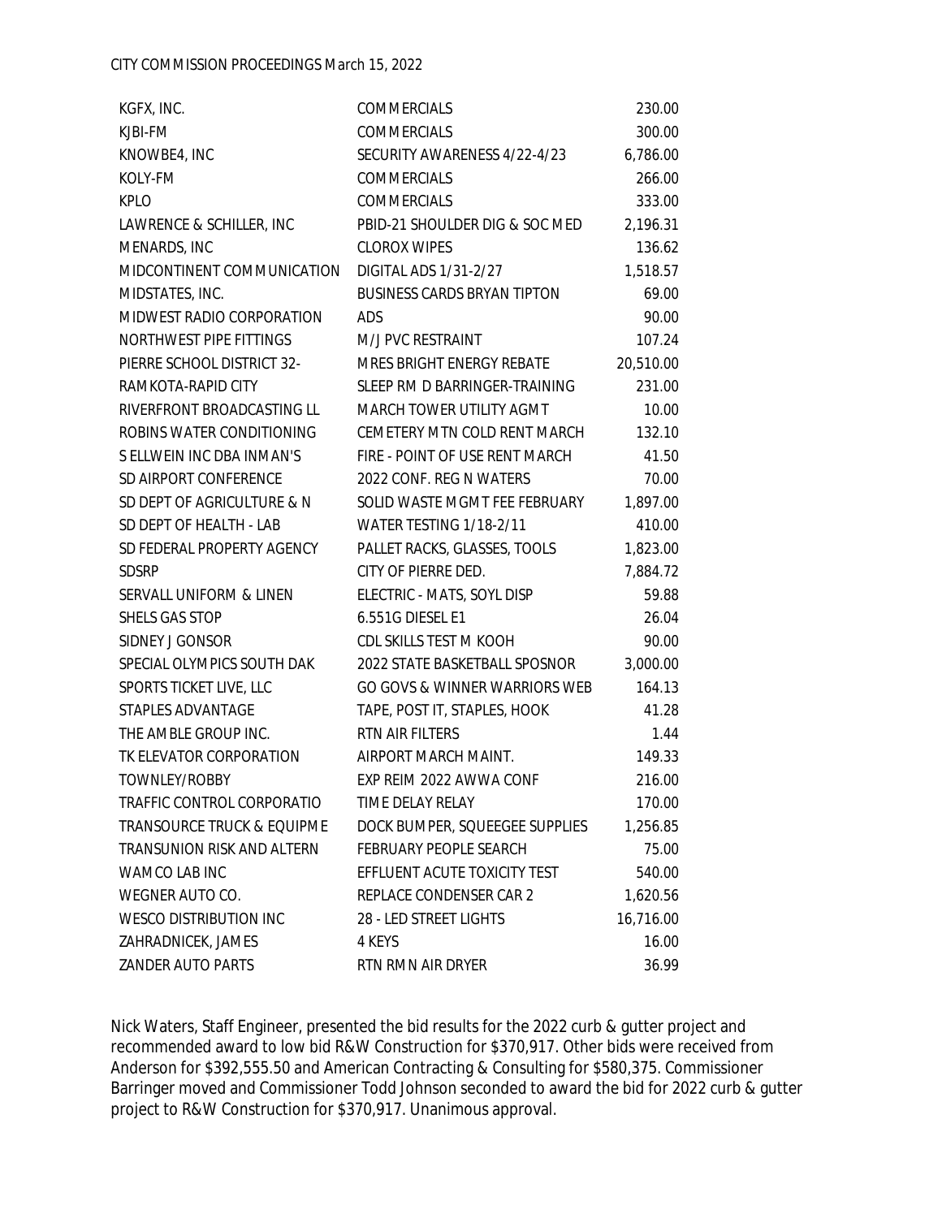| | | |
|---|---|---|
| KGFX, INC. | COMMERCIALS | 230.00 |
| KJBI-FM | COMMERCIALS | 300.00 |
| KNOWBE4, INC | SECURITY AWARENESS 4/22-4/23 | 6,786.00 |
| KOLY-FM | COMMERCIALS | 266.00 |
| KPLO | COMMERCIALS | 333.00 |
| LAWRENCE & SCHILLER, INC | PBID-21 SHOULDER DIG & SOC MED | 2,196.31 |
| MENARDS, INC | CLOROX WIPES | 136.62 |
| MIDCONTINENT COMMUNICATION | DIGITAL ADS 1/31-2/27 | 1,518.57 |
| MIDSTATES, INC. | BUSINESS CARDS BRYAN TIPTON | 69.00 |
| MIDWEST RADIO CORPORATION | ADS | 90.00 |
| NORTHWEST PIPE FITTINGS | M/J PVC RESTRAINT | 107.24 |
| PIERRE SCHOOL DISTRICT 32- | MRES BRIGHT ENERGY REBATE | 20,510.00 |
| RAMKOTA-RAPID CITY | SLEEP RM D BARRINGER-TRAINING | 231.00 |
| RIVERFRONT BROADCASTING LL | MARCH TOWER UTILITY AGMT | 10.00 |
| ROBINS WATER CONDITIONING | CEMETERY MTN COLD RENT MARCH | 132.10 |
| S ELLWEIN INC DBA INMAN'S | FIRE - POINT OF USE RENT MARCH | 41.50 |
| SD AIRPORT CONFERENCE | 2022 CONF. REG N WATERS | 70.00 |
| SD DEPT OF AGRICULTURE & N | SOLID WASTE MGMT FEE FEBRUARY | 1,897.00 |
| SD DEPT OF HEALTH - LAB | WATER TESTING 1/18-2/11 | 410.00 |
| SD FEDERAL PROPERTY AGENCY | PALLET RACKS, GLASSES, TOOLS | 1,823.00 |
| SDSRP | CITY OF PIERRE DED. | 7,884.72 |
| SERVALL UNIFORM & LINEN | ELECTRIC - MATS, SOYL DISP | 59.88 |
| SHELS GAS STOP | 6.551G DIESEL E1 | 26.04 |
| SIDNEY J GONSOR | CDL SKILLS TEST M KOOH | 90.00 |
| SPECIAL OLYMPICS SOUTH DAK | 2022 STATE BASKETBALL SPOSNOR | 3,000.00 |
| SPORTS TICKET LIVE, LLC | GO GOVS & WINNER WARRIORS WEB | 164.13 |
| STAPLES ADVANTAGE | TAPE, POST IT, STAPLES, HOOK | 41.28 |
| THE AMBLE GROUP INC. | RTN AIR FILTERS | 1.44 |
| TK ELEVATOR CORPORATION | AIRPORT MARCH MAINT. | 149.33 |
| TOWNLEY/ROBBY | EXP REIM 2022 AWWA CONF | 216.00 |
| TRAFFIC CONTROL CORPORATIO | TIME DELAY RELAY | 170.00 |
| TRANSOURCE TRUCK & EQUIPME | DOCK BUMPER, SQUEEGEE SUPPLIES | 1,256.85 |
| TRANSUNION RISK AND ALTERN | FEBRUARY PEOPLE SEARCH | 75.00 |
| WAMCO LAB INC | EFFLUENT ACUTE TOXICITY TEST | 540.00 |
| WEGNER AUTO CO. | REPLACE CONDENSER CAR 2 | 1,620.56 |
| WESCO DISTRIBUTION INC | 28 - LED STREET LIGHTS | 16,716.00 |
| ZAHRADNICEK, JAMES | 4 KEYS | 16.00 |
| ZANDER AUTO PARTS | RTN RMN AIR DRYER | 36.99 |

Nick Waters, Staff Engineer, presented the bid results for the 2022 curb & gutter project and recommended award to low bid R&W Construction for $370,917. Other bids were received from Anderson for $392,555.50 and American Contracting & Consulting for $580,375. Commissioner Barringer moved and Commissioner Todd Johnson seconded to award the bid for 2022 curb & gutter project to R&W Construction for $370,917. Unanimous approval.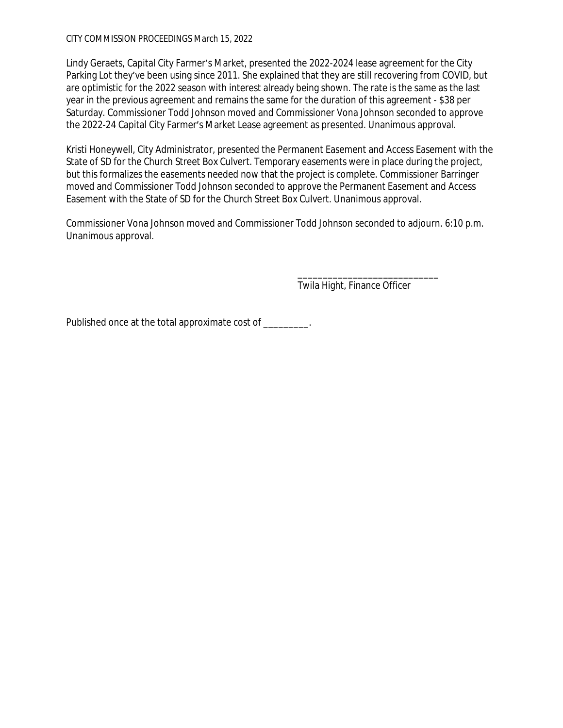Lindy Geraets, Capital City Farmer's Market, presented the 2022-2024 lease agreement for the City Parking Lot they've been using since 2011. She explained that they are still recovering from COVID, but are optimistic for the 2022 season with interest already being shown. The rate is the same as the last year in the previous agreement and remains the same for the duration of this agreement - $38 per Saturday. Commissioner Todd Johnson moved and Commissioner Vona Johnson seconded to approve the 2022-24 Capital City Farmer's Market Lease agreement as presented. Unanimous approval.

Kristi Honeywell, City Administrator, presented the Permanent Easement and Access Easement with the State of SD for the Church Street Box Culvert. Temporary easements were in place during the project, but this formalizes the easements needed now that the project is complete. Commissioner Barringer moved and Commissioner Todd Johnson seconded to approve the Permanent Easement and Access Easement with the State of SD for the Church Street Box Culvert. Unanimous approval.

Commissioner Vona Johnson moved and Commissioner Todd Johnson seconded to adjourn. 6:10 p.m. Unanimous approval.

\_\_\_\_\_\_\_\_\_\_\_\_\_\_\_\_\_\_\_\_\_\_\_\_\_\_\_\_

Twila Hight, Finance Officer

Published once at the total approximate cost of \_\_\_\_\_\_\_\_\_.